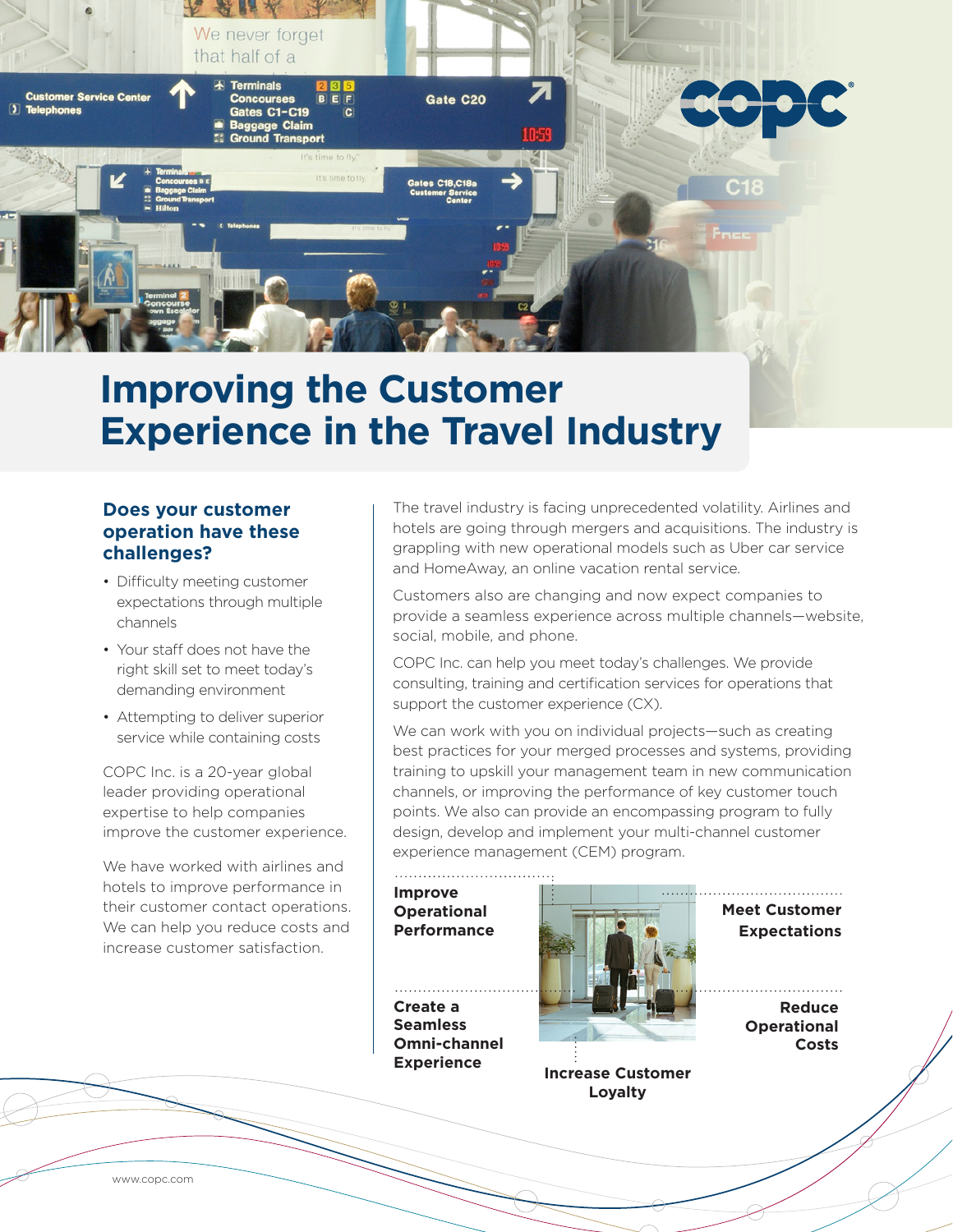# Improving the Customer Experience in the Travel Industry

## Does your customer operation have these challenges?

- Difficulty meeting customer expectations through multiple channels
- Your staff does not have the right skill set to meet today's demanding environment
- Attempting to deliver superior service while containing costs

COPC Inc. is a 20-year global leader providing operational expertise to help companies improve the customer experience.

We have worked with airlines and hotels to improve performance in their customer contact operations. We can help you reduce costs and increase customer satisfaction.

The travel industry is facing unprecedented volatility. Airlines and hotels are going through mergers and acquisitions. The industry is grappling with new operational models such as Uber car service and HomeAway, an online vacation rental service.

Customers also are changing and now expect companies to provide a seamless experience across multiple channels—website, social, mobile, and phone.

COPC Inc. can help you meet today's challenges. We provide consulting, training and certification services for operations that support the customer experience (CX).

We can work with you on individual projects—such as creating best practices for your merged processes and systems, providing training to upskill your management team in new communication channels, or improving the performance of key customer touch points. We also can provide an encompassing program to fully design, develop and implement your multi-channel customer experience management (CEM) program.

**Improve Operational Performance**

**Meet Customer Expectations**

**Create a Seamless Omni-channel Experience**

**Reduce Operational Costs**

**Increase Customer Loyalty**

www.copc.com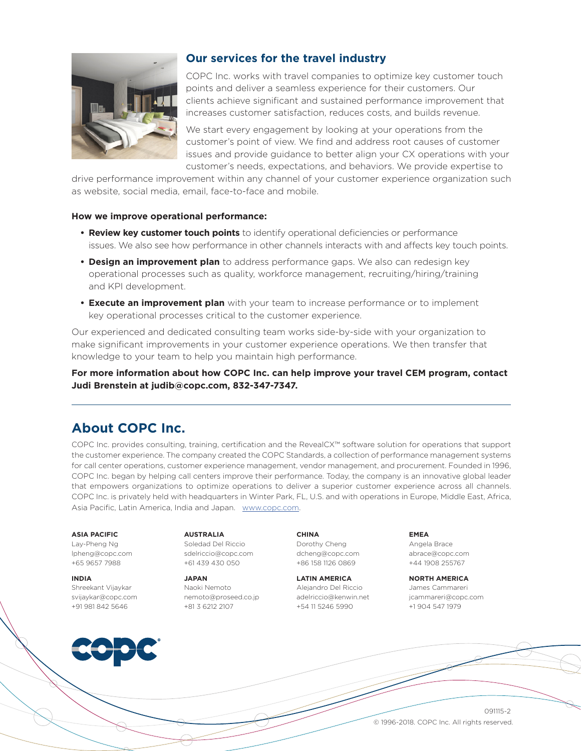## Our services for the travel industry

COPC Inc. works with travel companies to optimize key customer touch points and deliver a seamless experience for their customers. Our clients achieve significant and sustained performance improvement that increases customer satisfaction, reduces costs, and builds revenue.

We start every engagement by looking at your operations from the customer's point of view. We find and address root causes of customer issues and provide guidance to better align your CX operations with your customer's needs, expectations, and behaviors. We provide expertise to drive performance improvement within any channel of your customer experience organization such as website, social media, email, face-to-face and mobile.

**How we improve operational performance:**

- **Review key customer touch points** to identify operational deficiencies or performance issues. We also see how performance in other channels interacts with and affects key touch points.
- **Design an improvement plan** to address performance gaps. We also can redesign key operational processes such as quality, workforce management, recruiting/hiring/training and KPI development.
- **Execute an improvement plan** with your team to increase performance or to implement key operational processes critical to the customer experience.

Our experienced and dedicated consulting team works side-by-side with your organization to make significant improvements in your customer experience operations. We then transfer that knowledge to your team to help you maintain high performance.

**For more information about how COPC Inc. can help improve your travel CEM program, contact Judi Brenstein at judib@copc.com, 832-347-7347.**

## About COPC Inc.

COPC Inc. provides consulting, training, certification and the RevealCX™ software solution for operations that support the customer experience. The company created the COPC Standards, a collection of performance management systems for call center operations, customer experience management, vendor management, and procurement. Founded in 1996, COPC Inc. began by helping call centers improve their performance. Today, the company is an innovative global leader that empowers organizations to optimize operations to deliver a superior customer experience across all channels. COPC Inc. is privately held with headquarters in Winter Park, FL, U.S. and with operations in Europe, Middle East, Africa, Asia Pacific, Latin America, India and Japan. www.copc.com.

**ASIA PACIFIC**
Lay-Pheng Ng
lpheng@copc.com
+65 9657 7988

**AUSTRALIA**
Soledad Del Riccio
sdelriccio@copc.com
+61 439 430 050

**CHINA**
Dorothy Cheng
dcheng@copc.com
+86 158 1126 0869

**EMEA**
Angela Brace
abrace@copc.com
+44 1908 255767

**INDIA**
Shreekant Vijaykar
svijaykar@copc.com
+91 981 842 5646

**JAPAN**
Naoki Nemoto
nemoto@proseed.co.jp
+81 3 6212 2107

**LATIN AMERICA**
Alejandro Del Riccio
adelriccio@kenwin.net
+54 11 5246 5990

**NORTH AMERICA**
James Cammareri
jcammareri@copc.com
+1 904 547 1979

copc

091115-2
© 1996-2018. COPC Inc. All rights reserved.